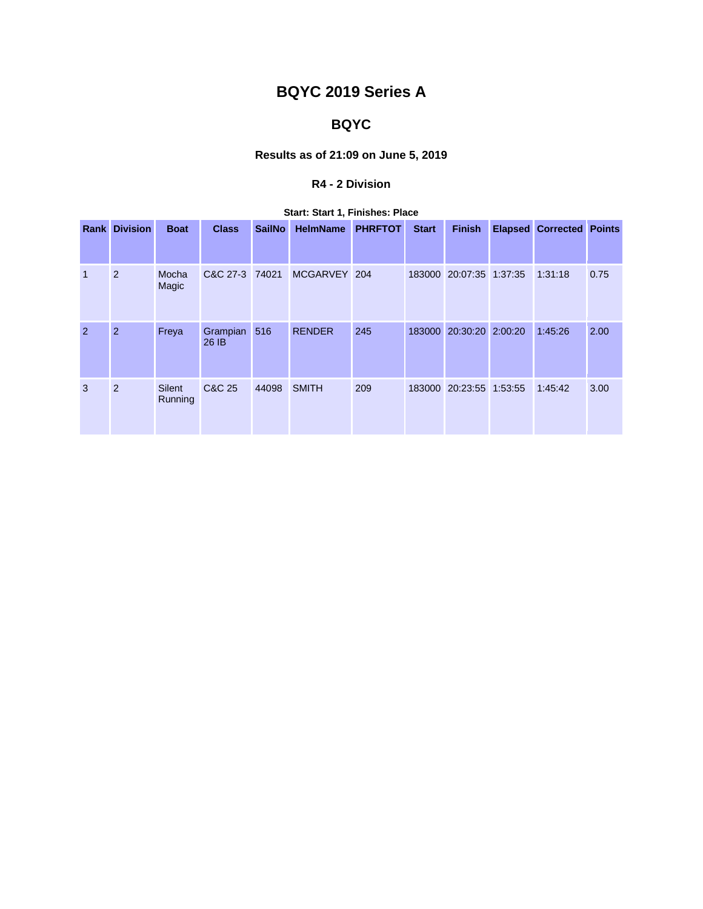# BQYC 2019 Series A

## BQYC

### Results as of 21:09 on June 5, 2019

#### R4 - 2 Division

**Start: Start 1, Finishes: Place**

| Rank | Division | Boat | Class | SailNo | HelmName | PHRFTOT | Start | Finish | Elapsed | Corrected | Points |
|---|---|---|---|---|---|---|---|---|---|---|---|
| 1 | 2 | Mocha Magic | C&C 27-3 | 74021 | MCGARVEY | 204 | 183000 | 20:07:35 | 1:37:35 | 1:31:18 | 0.75 |
| 2 | 2 | Freya | Grampian 26 IB | 516 | RENDER | 245 | 183000 | 20:30:20 | 2:00:20 | 1:45:26 | 2.00 |
| 3 | 2 | Silent Running | C&C 25 | 44098 | SMITH | 209 | 183000 | 20:23:55 | 1:53:55 | 1:45:42 | 3.00 |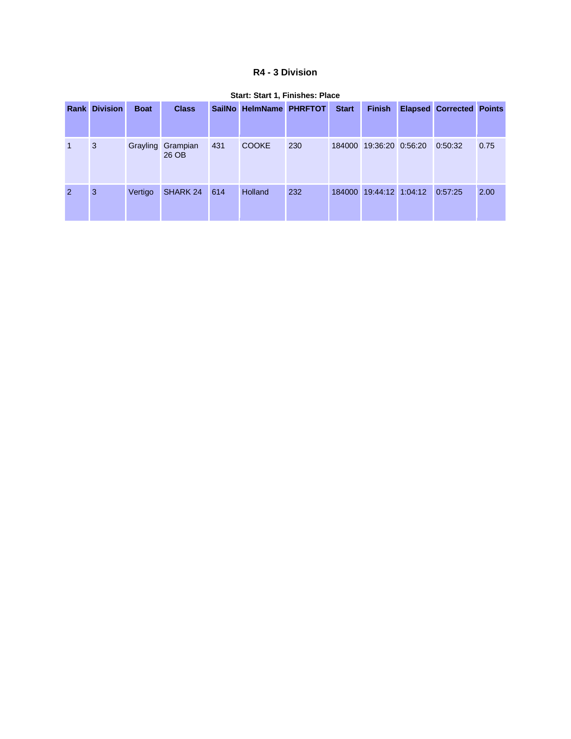### R4 - 3 Division

**Start: Start 1, Finishes: Place**

| Rank | Division | Boat | Class | SailNo | HelmName | PHRFTOT | Start | Finish | Elapsed | Corrected | Points |
|---|---|---|---|---|---|---|---|---|---|---|---|
| 1 | 3 | Grayling | Grampian 26 OB | 431 | COOKE | 230 | 184000 | 19:36:20 | 0:56:20 | 0:50:32 | 0.75 |
| 2 | 3 | Vertigo | SHARK 24 | 614 | Holland | 232 | 184000 | 19:44:12 | 1:04:12 | 0:57:25 | 2.00 |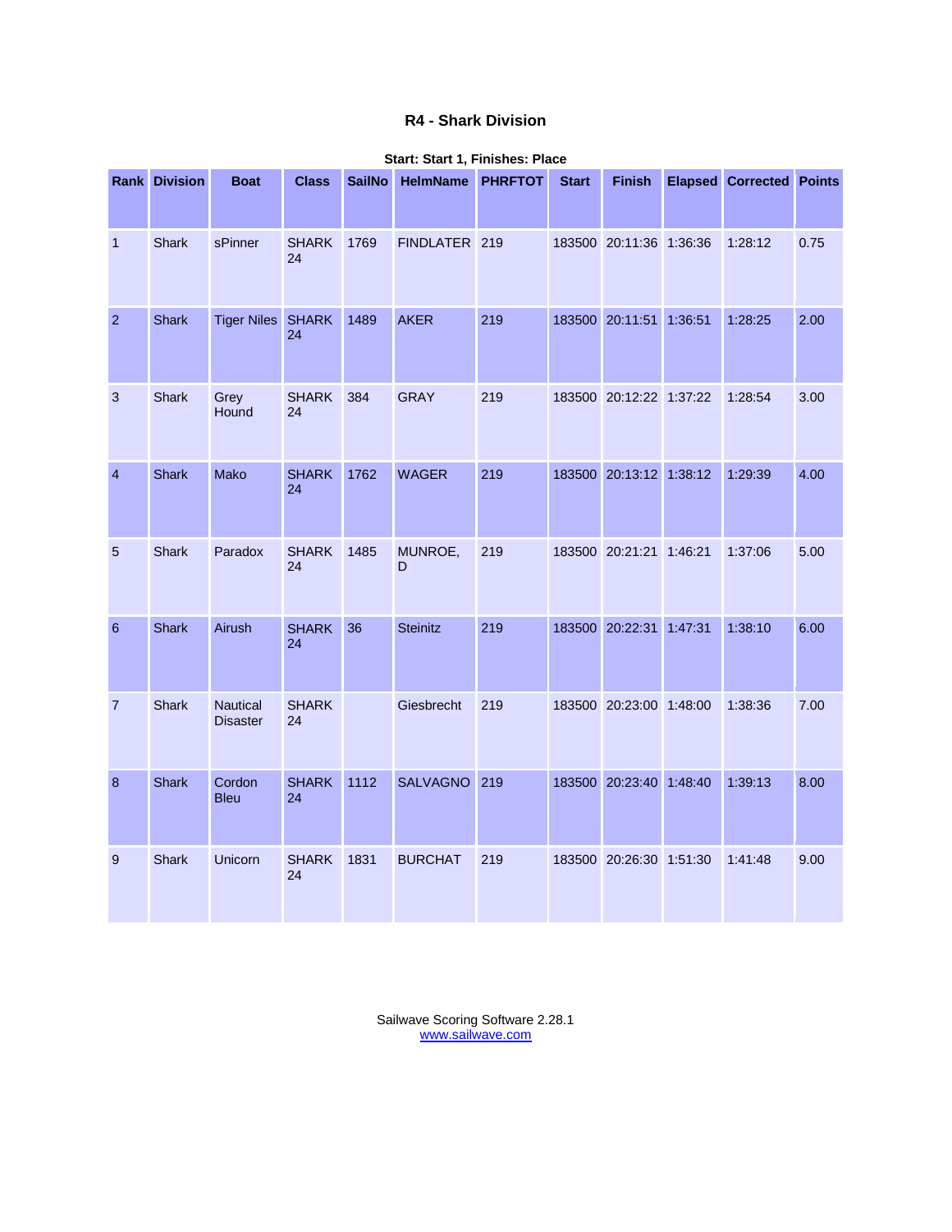### R4 - Shark Division

**Start: Start 1, Finishes: Place**

| Rank | Division | Boat | Class | SailNo | HelmName | PHRFTOT | Start | Finish | Elapsed | Corrected | Points |
|---|---|---|---|---|---|---|---|---|---|---|---|
| 1 | Shark | sPinner | SHARK 24 | 1769 | FINDLATER | 219 | 183500 | 20:11:36 | 1:36:36 | 1:28:12 | 0.75 |
| 2 | Shark | Tiger Niles | SHARK 24 | 1489 | AKER | 219 | 183500 | 20:11:51 | 1:36:51 | 1:28:25 | 2.00 |
| 3 | Shark | Grey Hound | SHARK 24 | 384 | GRAY | 219 | 183500 | 20:12:22 | 1:37:22 | 1:28:54 | 3.00 |
| 4 | Shark | Mako | SHARK 24 | 1762 | WAGER | 219 | 183500 | 20:13:12 | 1:38:12 | 1:29:39 | 4.00 |
| 5 | Shark | Paradox | SHARK 24 | 1485 | MUNROE, D | 219 | 183500 | 20:21:21 | 1:46:21 | 1:37:06 | 5.00 |
| 6 | Shark | Airush | SHARK 24 | 36 | Steinitz | 219 | 183500 | 20:22:31 | 1:47:31 | 1:38:10 | 6.00 |
| 7 | Shark | Nautical Disaster | SHARK 24 | | Giesbrecht | 219 | 183500 | 20:23:00 | 1:48:00 | 1:38:36 | 7.00 |
| 8 | Shark | Cordon Bleu | SHARK 24 | 1112 | SALVAGNO | 219 | 183500 | 20:23:40 | 1:48:40 | 1:39:13 | 8.00 |
| 9 | Shark | Unicorn | SHARK 24 | 1831 | BURCHAT | 219 | 183500 | 20:26:30 | 1:51:30 | 1:41:48 | 9.00 |

Sailwave Scoring Software 2.28.1
www.sailwave.com